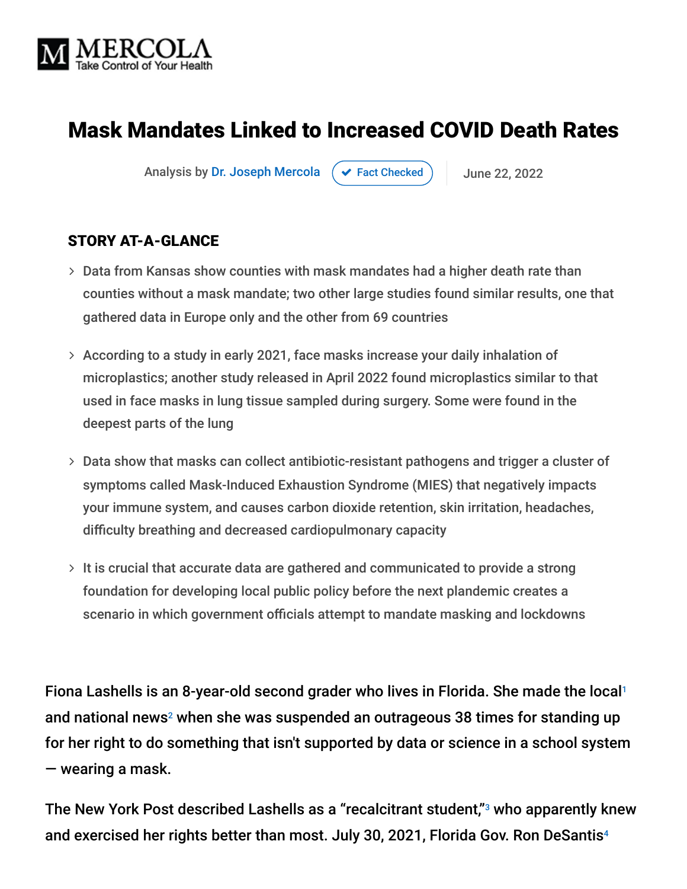MERCOLA
Take Control of Your Health

# Mask Mandates Linked to Increased COVID Death Rates

Analysis by Dr. Joseph Mercola | Fact Checked | June 22, 2022

### STORY AT-A-GLANCE

- Data from Kansas show counties with mask mandates had a higher death rate than counties without a mask mandate; two other large studies found similar results, one that gathered data in Europe only and the other from 69 countries
- According to a study in early 2021, face masks increase your daily inhalation of microplastics; another study released in April 2022 found microplastics similar to that used in face masks in lung tissue sampled during surgery. Some were found in the deepest parts of the lung
- Data show that masks can collect antibiotic-resistant pathogens and trigger a cluster of symptoms called Mask-Induced Exhaustion Syndrome (MIES) that negatively impacts your immune system, and causes carbon dioxide retention, skin irritation, headaches, difficulty breathing and decreased cardiopulmonary capacity
- It is crucial that accurate data are gathered and communicated to provide a strong foundation for developing local public policy before the next plandemic creates a scenario in which government officials attempt to mandate masking and lockdowns

Fiona Lashells is an 8-year-old second grader who lives in Florida. She made the local[1] and national news[2] when she was suspended an outrageous 38 times for standing up for her right to do something that isn't supported by data or science in a school system — wearing a mask.

The New York Post described Lashells as a "recalcitrant student,"[3] who apparently knew and exercised her rights better than most. July 30, 2021, Florida Gov. Ron DeSantis[4]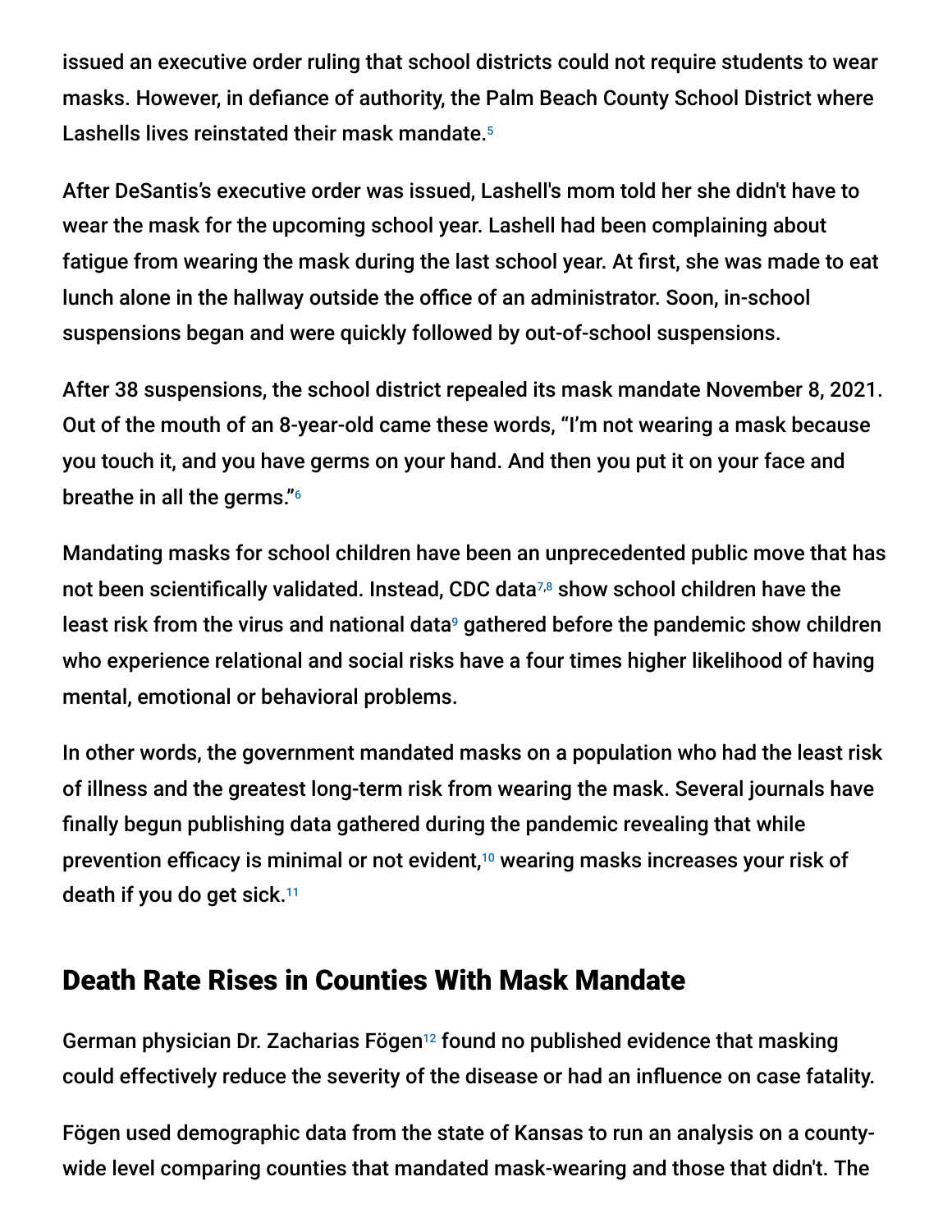issued an executive order ruling that school districts could not require students to wear masks. However, in defiance of authority, the Palm Beach County School District where Lashells lives reinstated their mask mandate.[5]

After DeSantis's executive order was issued, Lashell's mom told her she didn't have to wear the mask for the upcoming school year. Lashell had been complaining about fatigue from wearing the mask during the last school year. At first, she was made to eat lunch alone in the hallway outside the office of an administrator. Soon, in-school suspensions began and were quickly followed by out-of-school suspensions.

After 38 suspensions, the school district repealed its mask mandate November 8, 2021. Out of the mouth of an 8-year-old came these words, "I'm not wearing a mask because you touch it, and you have germs on your hand. And then you put it on your face and breathe in all the germs."[6]

Mandating masks for school children have been an unprecedented public move that has not been scientifically validated. Instead, CDC data[7,8] show school children have the least risk from the virus and national data[9] gathered before the pandemic show children who experience relational and social risks have a four times higher likelihood of having mental, emotional or behavioral problems.

In other words, the government mandated masks on a population who had the least risk of illness and the greatest long-term risk from wearing the mask. Several journals have finally begun publishing data gathered during the pandemic revealing that while prevention efficacy is minimal or not evident,[10] wearing masks increases your risk of death if you do get sick.[11]

## Death Rate Rises in Counties With Mask Mandate

German physician Dr. Zacharias Fögen[12] found no published evidence that masking could effectively reduce the severity of the disease or had an influence on case fatality.

Fögen used demographic data from the state of Kansas to run an analysis on a county-wide level comparing counties that mandated mask-wearing and those that didn't. The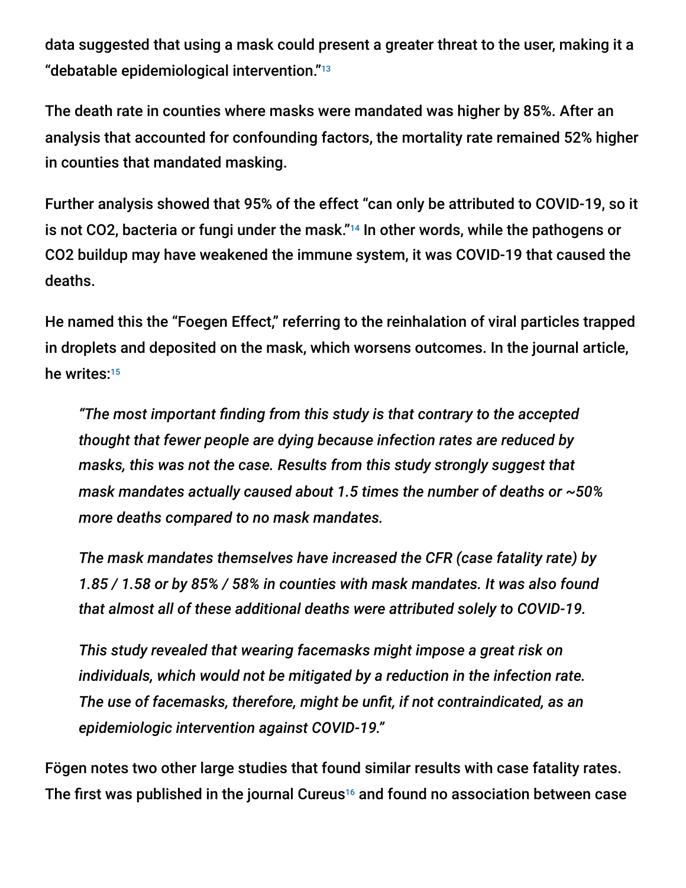data suggested that using a mask could present a greater threat to the user, making it a “debatable epidemiological intervention.”[13]

The death rate in counties where masks were mandated was higher by 85%. After an analysis that accounted for confounding factors, the mortality rate remained 52% higher in counties that mandated masking.

Further analysis showed that 95% of the effect “can only be attributed to COVID-19, so it is not CO2, bacteria or fungi under the mask.”[14] In other words, while the pathogens or CO2 buildup may have weakened the immune system, it was COVID-19 that caused the deaths.

He named this the “Foegen Effect,” referring to the reinhalation of viral particles trapped in droplets and deposited on the mask, which worsens outcomes. In the journal article, he writes:[15]

> *“The most important finding from this study is that contrary to the accepted thought that fewer people are dying because infection rates are reduced by masks, this was not the case. Results from this study strongly suggest that mask mandates actually caused about 1.5 times the number of deaths or ~50% more deaths compared to no mask mandates.*
>
> *The mask mandates themselves have increased the CFR (case fatality rate) by 1.85 / 1.58 or by 85% / 58% in counties with mask mandates. It was also found that almost all of these additional deaths were attributed solely to COVID-19.*
>
> *This study revealed that wearing facemasks might impose a great risk on individuals, which would not be mitigated by a reduction in the infection rate. The use of facemasks, therefore, might be unfit, if not contraindicated, as an epidemiologic intervention against COVID-19.”*

Fögen notes two other large studies that found similar results with case fatality rates. The first was published in the journal Cureus[16] and found no association between case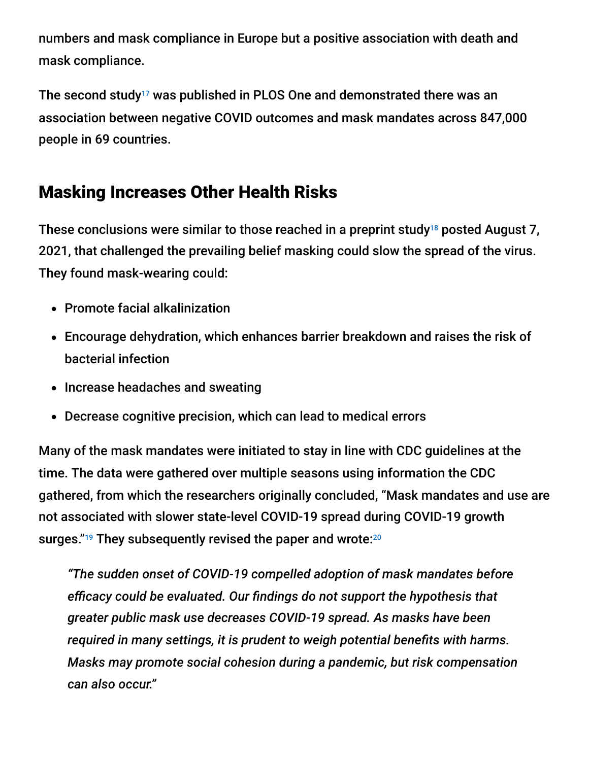numbers and mask compliance in Europe but a positive association with death and mask compliance.

The second study[17] was published in PLOS One and demonstrated there was an association between negative COVID outcomes and mask mandates across 847,000 people in 69 countries.

## Masking Increases Other Health Risks

These conclusions were similar to those reached in a preprint study[18] posted August 7, 2021, that challenged the prevailing belief masking could slow the spread of the virus. They found mask-wearing could:

- Promote facial alkalinization
- Encourage dehydration, which enhances barrier breakdown and raises the risk of bacterial infection
- Increase headaches and sweating
- Decrease cognitive precision, which can lead to medical errors

Many of the mask mandates were initiated to stay in line with CDC guidelines at the time. The data were gathered over multiple seasons using information the CDC gathered, from which the researchers originally concluded, "Mask mandates and use are not associated with slower state-level COVID-19 spread during COVID-19 growth surges."[19] They subsequently revised the paper and wrote:[20]

> *"The sudden onset of COVID-19 compelled adoption of mask mandates before efficacy could be evaluated. Our findings do not support the hypothesis that greater public mask use decreases COVID-19 spread. As masks have been required in many settings, it is prudent to weigh potential benefits with harms. Masks may promote social cohesion during a pandemic, but risk compensation can also occur."*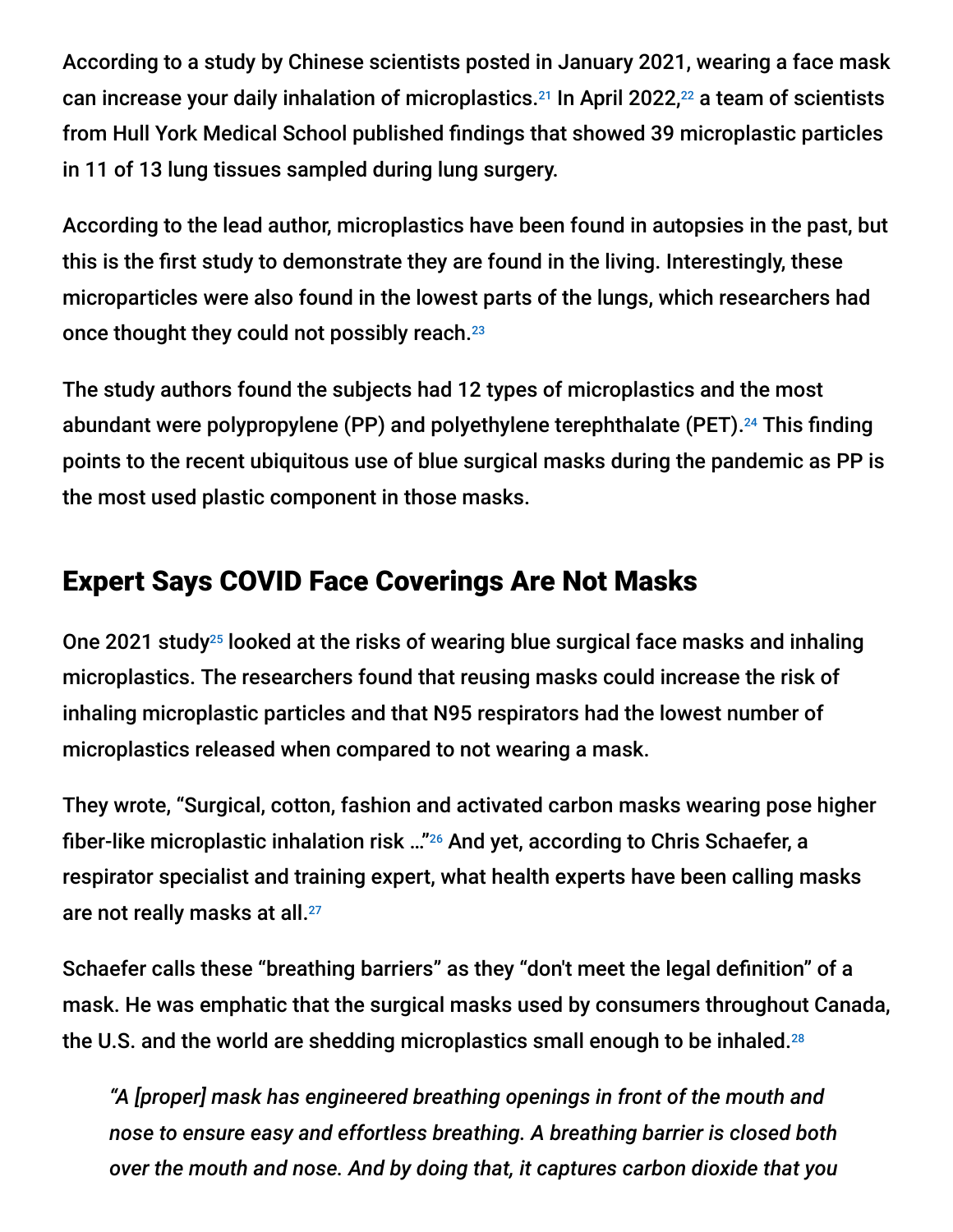According to a study by Chinese scientists posted in January 2021, wearing a face mask can increase your daily inhalation of microplastics.[21] In April 2022,[22] a team of scientists from Hull York Medical School published findings that showed 39 microplastic particles in 11 of 13 lung tissues sampled during lung surgery.

According to the lead author, microplastics have been found in autopsies in the past, but this is the first study to demonstrate they are found in the living. Interestingly, these microparticles were also found in the lowest parts of the lungs, which researchers had once thought they could not possibly reach.[23]

The study authors found the subjects had 12 types of microplastics and the most abundant were polypropylene (PP) and polyethylene terephthalate (PET).[24] This finding points to the recent ubiquitous use of blue surgical masks during the pandemic as PP is the most used plastic component in those masks.

## Expert Says COVID Face Coverings Are Not Masks

One 2021 study[25] looked at the risks of wearing blue surgical face masks and inhaling microplastics. The researchers found that reusing masks could increase the risk of inhaling microplastic particles and that N95 respirators had the lowest number of microplastics released when compared to not wearing a mask.

They wrote, "Surgical, cotton, fashion and activated carbon masks wearing pose higher fiber-like microplastic inhalation risk …"[26] And yet, according to Chris Schaefer, a respirator specialist and training expert, what health experts have been calling masks are not really masks at all.[27]

Schaefer calls these "breathing barriers" as they "don't meet the legal definition" of a mask. He was emphatic that the surgical masks used by consumers throughout Canada, the U.S. and the world are shedding microplastics small enough to be inhaled.[28]

> *"A [proper] mask has engineered breathing openings in front of the mouth and nose to ensure easy and effortless breathing. A breathing barrier is closed both over the mouth and nose. And by doing that, it captures carbon dioxide that you*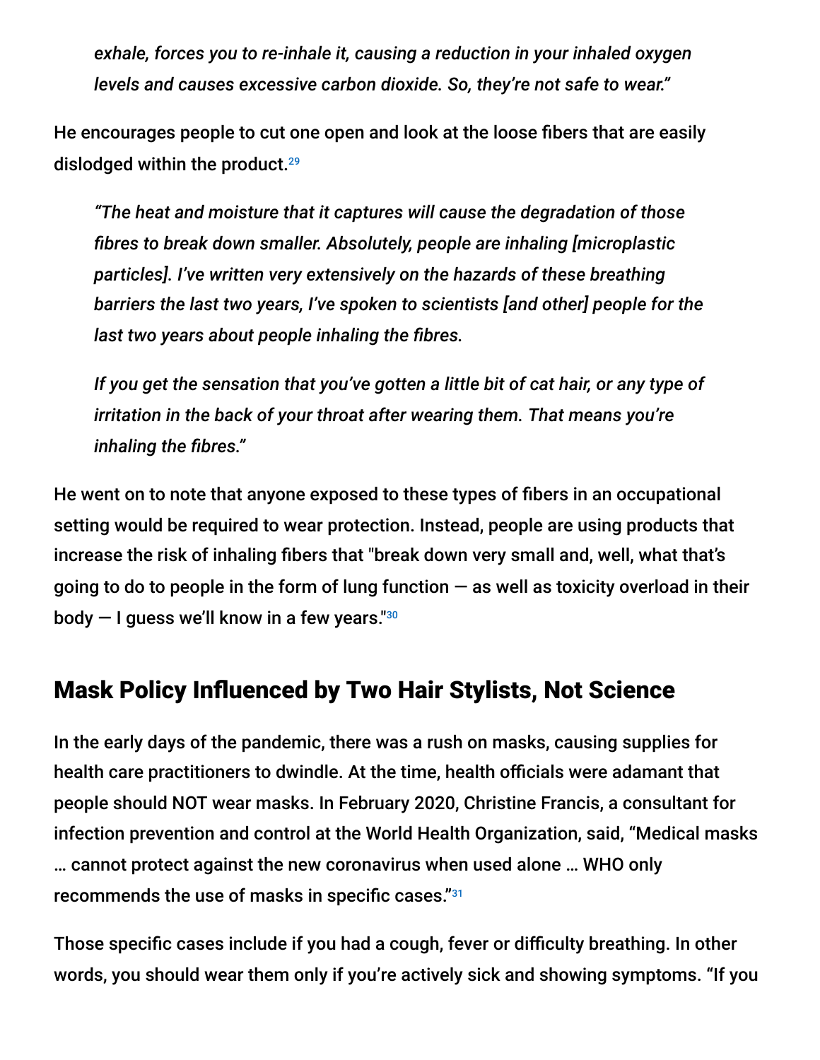> *exhale, forces you to re-inhale it, causing a reduction in your inhaled oxygen levels and causes excessive carbon dioxide. So, they're not safe to wear."*

He encourages people to cut one open and look at the loose fibers that are easily dislodged within the product.[29]

> *"The heat and moisture that it captures will cause the degradation of those fibres to break down smaller. Absolutely, people are inhaling [microplastic particles]. I've written very extensively on the hazards of these breathing barriers the last two years, I've spoken to scientists [and other] people for the last two years about people inhaling the fibres.*
>
> *If you get the sensation that you've gotten a little bit of cat hair, or any type of irritation in the back of your throat after wearing them. That means you're inhaling the fibres."*

He went on to note that anyone exposed to these types of fibers in an occupational setting would be required to wear protection. Instead, people are using products that increase the risk of inhaling fibers that "break down very small and, well, what that's going to do to people in the form of lung function — as well as toxicity overload in their body — I guess we'll know in a few years."[30]

## Mask Policy Influenced by Two Hair Stylists, Not Science

In the early days of the pandemic, there was a rush on masks, causing supplies for health care practitioners to dwindle. At the time, health officials were adamant that people should NOT wear masks. In February 2020, Christine Francis, a consultant for infection prevention and control at the World Health Organization, said, "Medical masks … cannot protect against the new coronavirus when used alone … WHO only recommends the use of masks in specific cases."[31]

Those specific cases include if you had a cough, fever or difficulty breathing. In other words, you should wear them only if you're actively sick and showing symptoms. "If you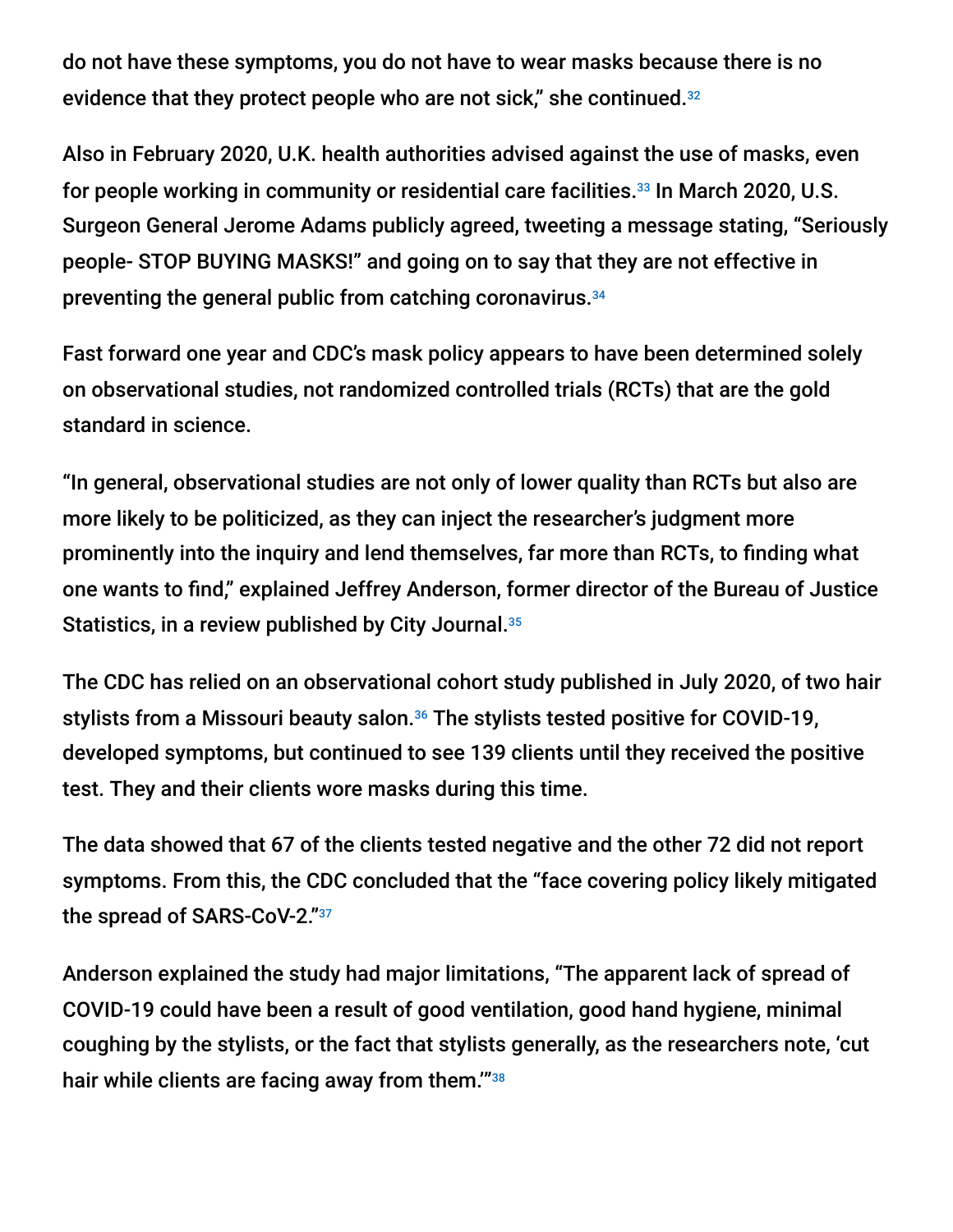do not have these symptoms, you do not have to wear masks because there is no evidence that they protect people who are not sick," she continued.[32]

Also in February 2020, U.K. health authorities advised against the use of masks, even for people working in community or residential care facilities.[33] In March 2020, U.S. Surgeon General Jerome Adams publicly agreed, tweeting a message stating, "Seriously people- STOP BUYING MASKS!" and going on to say that they are not effective in preventing the general public from catching coronavirus.[34]

Fast forward one year and CDC's mask policy appears to have been determined solely on observational studies, not randomized controlled trials (RCTs) that are the gold standard in science.

"In general, observational studies are not only of lower quality than RCTs but also are more likely to be politicized, as they can inject the researcher's judgment more prominently into the inquiry and lend themselves, far more than RCTs, to finding what one wants to find," explained Jeffrey Anderson, former director of the Bureau of Justice Statistics, in a review published by City Journal.[35]

The CDC has relied on an observational cohort study published in July 2020, of two hair stylists from a Missouri beauty salon.[36] The stylists tested positive for COVID-19, developed symptoms, but continued to see 139 clients until they received the positive test. They and their clients wore masks during this time.

The data showed that 67 of the clients tested negative and the other 72 did not report symptoms. From this, the CDC concluded that the "face covering policy likely mitigated the spread of SARS-CoV-2."[37]

Anderson explained the study had major limitations, "The apparent lack of spread of COVID-19 could have been a result of good ventilation, good hand hygiene, minimal coughing by the stylists, or the fact that stylists generally, as the researchers note, 'cut hair while clients are facing away from them.'"[38]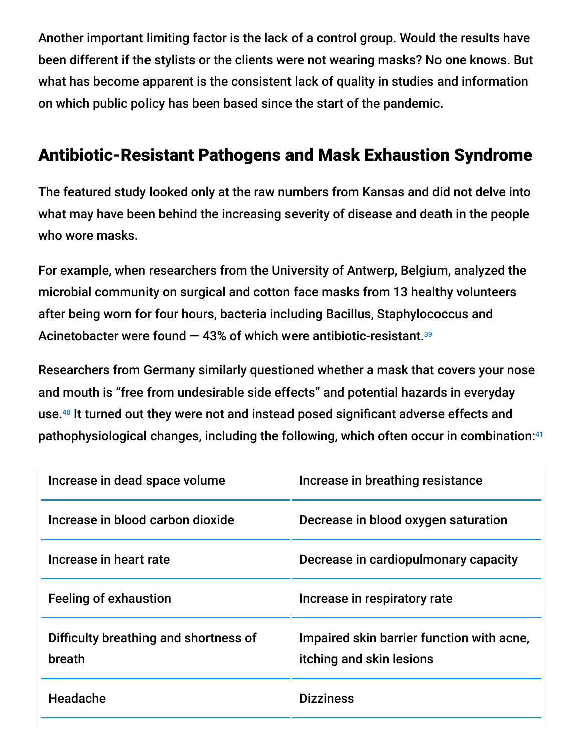Another important limiting factor is the lack of a control group. Would the results have been different if the stylists or the clients were not wearing masks? No one knows. But what has become apparent is the consistent lack of quality in studies and information on which public policy has been based since the start of the pandemic.

## Antibiotic-Resistant Pathogens and Mask Exhaustion Syndrome

The featured study looked only at the raw numbers from Kansas and did not delve into what may have been behind the increasing severity of disease and death in the people who wore masks.

For example, when researchers from the University of Antwerp, Belgium, analyzed the microbial community on surgical and cotton face masks from 13 healthy volunteers after being worn for four hours, bacteria including Bacillus, Staphylococcus and Acinetobacter were found — 43% of which were antibiotic-resistant.[39]

Researchers from Germany similarly questioned whether a mask that covers your nose and mouth is "free from undesirable side effects" and potential hazards in everyday use.[40] It turned out they were not and instead posed significant adverse effects and pathophysiological changes, including the following, which often occur in combination:[41]

| | |
|---|---|
| Increase in dead space volume | Increase in breathing resistance |
| Increase in blood carbon dioxide | Decrease in blood oxygen saturation |
| Increase in heart rate | Decrease in cardiopulmonary capacity |
| Feeling of exhaustion | Increase in respiratory rate |
| Difficulty breathing and shortness of breath | Impaired skin barrier function with acne, itching and skin lesions |
| Headache | Dizziness |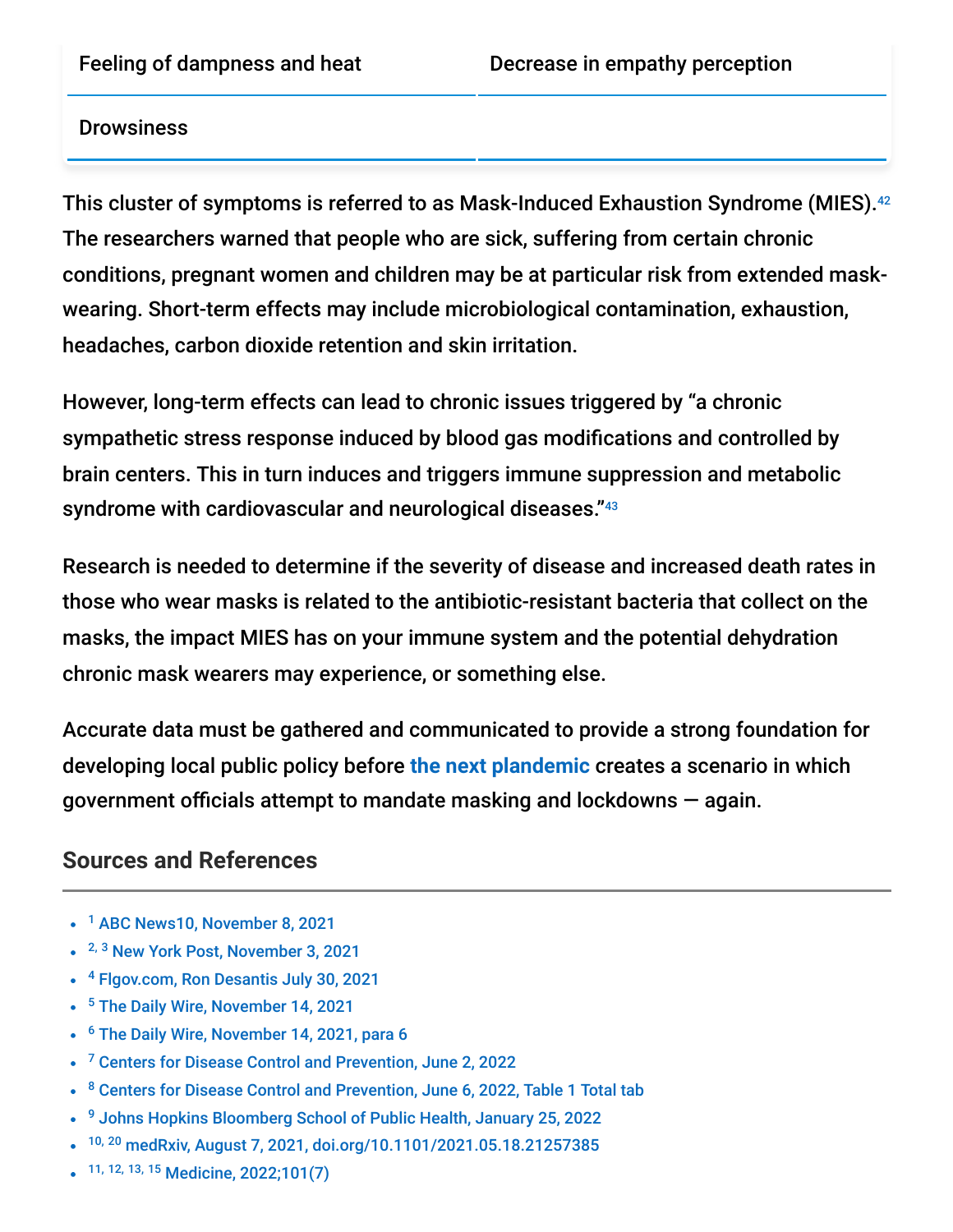| Feeling of dampness and heat | Decrease in empathy perception |
| --- | --- |
| Drowsiness | |

This cluster of symptoms is referred to as Mask-Induced Exhaustion Syndrome (MIES).[42] The researchers warned that people who are sick, suffering from certain chronic conditions, pregnant women and children may be at particular risk from extended mask-wearing. Short-term effects may include microbiological contamination, exhaustion, headaches, carbon dioxide retention and skin irritation.

However, long-term effects can lead to chronic issues triggered by "a chronic sympathetic stress response induced by blood gas modifications and controlled by brain centers. This in turn induces and triggers immune suppression and metabolic syndrome with cardiovascular and neurological diseases."[43]

Research is needed to determine if the severity of disease and increased death rates in those who wear masks is related to the antibiotic-resistant bacteria that collect on the masks, the impact MIES has on your immune system and the potential dehydration chronic mask wearers may experience, or something else.

Accurate data must be gathered and communicated to provide a strong foundation for developing local public policy before **the next plandemic** creates a scenario in which government officials attempt to mandate masking and lockdowns — again.

## Sources and References

- [1] ABC News10, November 8, 2021
- [2, 3] New York Post, November 3, 2021
- [4] Flgov.com, Ron Desantis July 30, 2021
- [5] The Daily Wire, November 14, 2021
- [6] The Daily Wire, November 14, 2021, para 6
- [7] Centers for Disease Control and Prevention, June 2, 2022
- [8] Centers for Disease Control and Prevention, June 6, 2022, Table 1 Total tab
- [9] Johns Hopkins Bloomberg School of Public Health, January 25, 2022
- [10, 20] medRxiv, August 7, 2021, doi.org/10.1101/2021.05.18.21257385
- [11, 12, 13, 15] Medicine, 2022;101(7)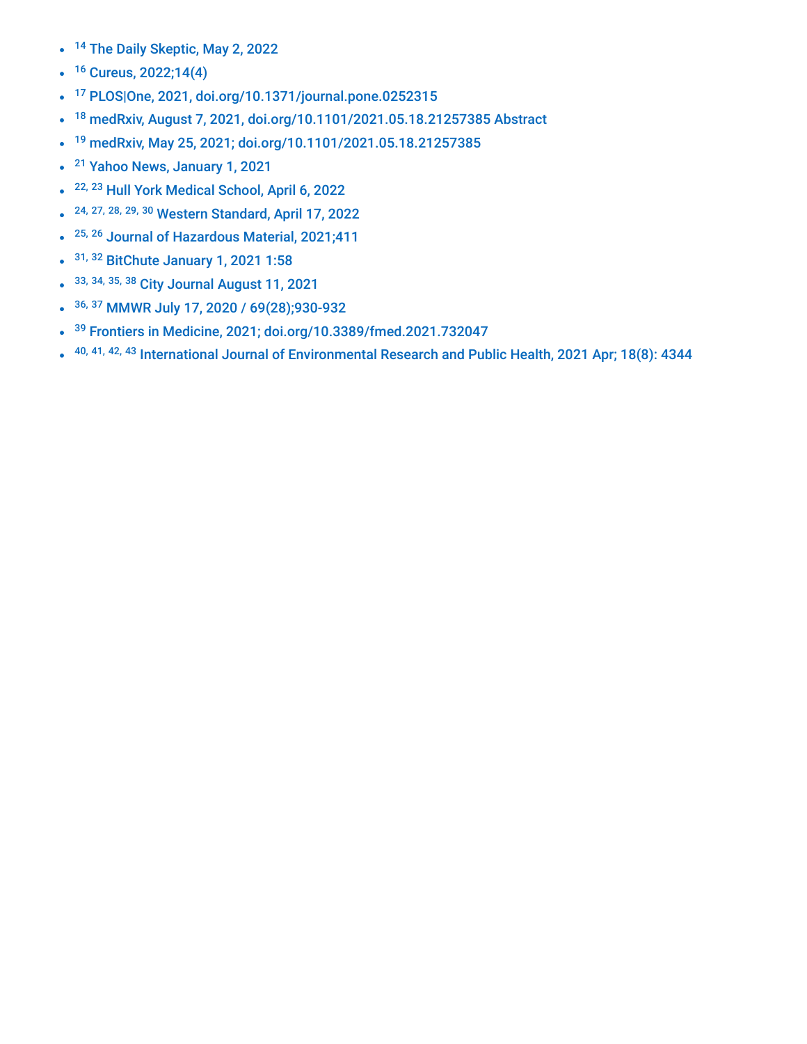- [14] The Daily Skeptic, May 2, 2022
- [16] Cureus, 2022;14(4)
- [17] PLOS|One, 2021, doi.org/10.1371/journal.pone.0252315
- [18] medRxiv, August 7, 2021, doi.org/10.1101/2021.05.18.21257385 Abstract
- [19] medRxiv, May 25, 2021; doi.org/10.1101/2021.05.18.21257385
- [21] Yahoo News, January 1, 2021
- [22, 23] Hull York Medical School, April 6, 2022
- [24, 27, 28, 29, 30] Western Standard, April 17, 2022
- [25, 26] Journal of Hazardous Material, 2021;411
- [31, 32] BitChute January 1, 2021 1:58
- [33, 34, 35, 38] City Journal August 11, 2021
- [36, 37] MMWR July 17, 2020 / 69(28);930-932
- [39] Frontiers in Medicine, 2021; doi.org/10.3389/fmed.2021.732047
- [40, 41, 42, 43] International Journal of Environmental Research and Public Health, 2021 Apr; 18(8): 4344